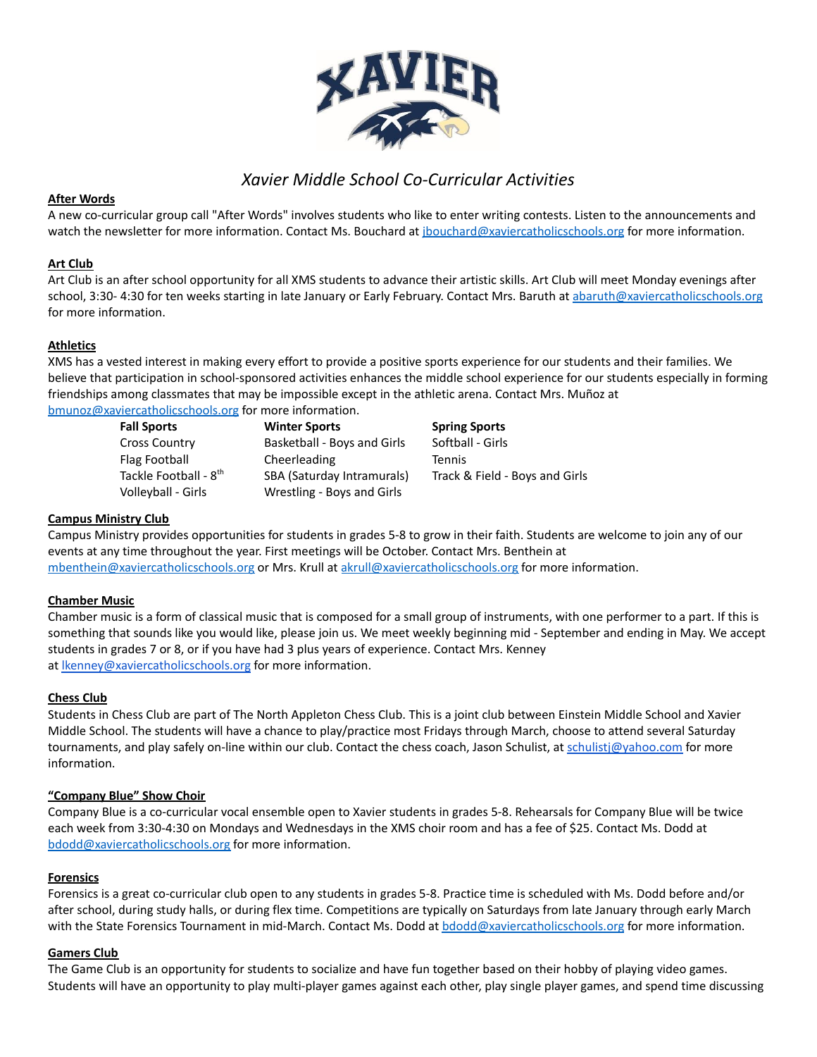# *Xavier Middle School Co-Curricular Activities*

**After Words**

A new co-curricular group call "After Words" involves students who like to enter writing contests. Listen to the announcements and watch the newsletter for more information. Contact Ms. Bouchard at jbouchard@xaviercatholicschools.org for more information.

**Art Club**

Art Club is an after school opportunity for all XMS students to advance their artistic skills. Art Club will meet Monday evenings after school, 3:30- 4:30 for ten weeks starting in late January or Early February. Contact Mrs. Baruth at abaruth@xaviercatholicschools.org for more information.

**Athletics**

XMS has a vested interest in making every effort to provide a positive sports experience for our students and their families. We believe that participation in school-sponsored activities enhances the middle school experience for our students especially in forming friendships among classmates that may be impossible except in the athletic arena. Contact Mrs. Muñoz at bmunoz@xaviercatholicschools.org for more information.

| Fall Sports | Winter Sports | Spring Sports |
|---|---|---|
| Cross Country | Basketball - Boys and Girls | Softball - Girls |
| Flag Football | Cheerleading | Tennis |
| Tackle Football - 8th | SBA (Saturday Intramurals) | Track & Field - Boys and Girls |
| Volleyball - Girls | Wrestling - Boys and Girls | |

**Campus Ministry Club**

Campus Ministry provides opportunities for students in grades 5-8 to grow in their faith. Students are welcome to join any of our events at any time throughout the year. First meetings will be October. Contact Mrs. Benthein at mbenthein@xaviercatholicschools.org or Mrs. Krull at akrull@xaviercatholicschools.org for more information.

**Chamber Music**

Chamber music is a form of classical music that is composed for a small group of instruments, with one performer to a part. If this is something that sounds like you would like, please join us. We meet weekly beginning mid - September and ending in May. We accept students in grades 7 or 8, or if you have had 3 plus years of experience. Contact Mrs. Kenney at lkenney@xaviercatholicschools.org for more information.

**Chess Club**

Students in Chess Club are part of The North Appleton Chess Club. This is a joint club between Einstein Middle School and Xavier Middle School. The students will have a chance to play/practice most Fridays through March, choose to attend several Saturday tournaments, and play safely on-line within our club. Contact the chess coach, Jason Schulist, at schulistj@yahoo.com for more information.

**"Company Blue" Show Choir**

Company Blue is a co-curricular vocal ensemble open to Xavier students in grades 5-8. Rehearsals for Company Blue will be twice each week from 3:30-4:30 on Mondays and Wednesdays in the XMS choir room and has a fee of $25. Contact Ms. Dodd at bdodd@xaviercatholicschools.org for more information.

**Forensics**

Forensics is a great co-curricular club open to any students in grades 5-8. Practice time is scheduled with Ms. Dodd before and/or after school, during study halls, or during flex time. Competitions are typically on Saturdays from late January through early March with the State Forensics Tournament in mid-March. Contact Ms. Dodd at bdodd@xaviercatholicschools.org for more information.

**Gamers Club**

The Game Club is an opportunity for students to socialize and have fun together based on their hobby of playing video games. Students will have an opportunity to play multi-player games against each other, play single player games, and spend time discussing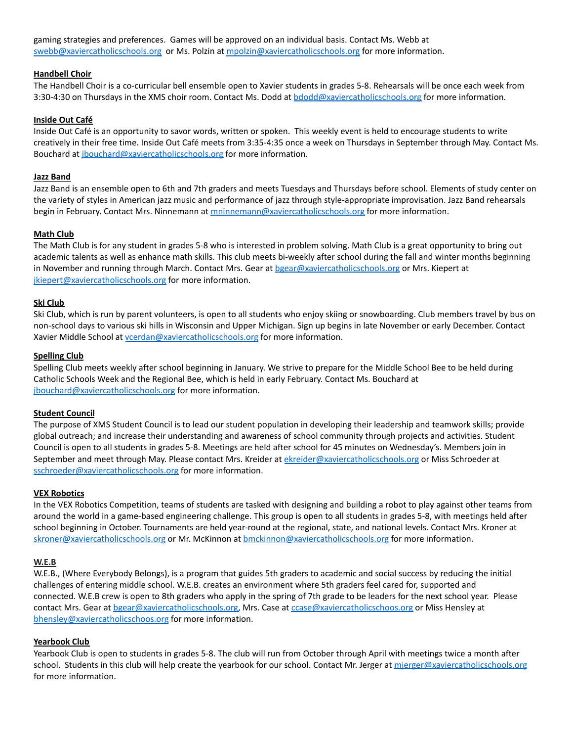gaming strategies and preferences. Games will be approved on an individual basis. Contact Ms. Webb at swebb@xaviercatholicschools.org or Ms. Polzin at mpolzin@xaviercatholicschools.org for more information.

**Handbell Choir**

The Handbell Choir is a co-curricular bell ensemble open to Xavier students in grades 5-8. Rehearsals will be once each week from 3:30-4:30 on Thursdays in the XMS choir room. Contact Ms. Dodd at bdodd@xaviercatholicschools.org for more information.

**Inside Out Café**

Inside Out Café is an opportunity to savor words, written or spoken. This weekly event is held to encourage students to write creatively in their free time. Inside Out Café meets from 3:35-4:35 once a week on Thursdays in September through May. Contact Ms. Bouchard at jbouchard@xaviercatholicschools.org for more information.

**Jazz Band**

Jazz Band is an ensemble open to 6th and 7th graders and meets Tuesdays and Thursdays before school. Elements of study center on the variety of styles in American jazz music and performance of jazz through style-appropriate improvisation. Jazz Band rehearsals begin in February. Contact Mrs. Ninnemann at mninnemann@xaviercatholicschools.org for more information.

**Math Club**

The Math Club is for any student in grades 5-8 who is interested in problem solving. Math Club is a great opportunity to bring out academic talents as well as enhance math skills. This club meets bi-weekly after school during the fall and winter months beginning in November and running through March. Contact Mrs. Gear at bgear@xaviercatholicschools.org or Mrs. Kiepert at jkiepert@xaviercatholicschools.org for more information.

**Ski Club**

Ski Club, which is run by parent volunteers, is open to all students who enjoy skiing or snowboarding. Club members travel by bus on non-school days to various ski hills in Wisconsin and Upper Michigan. Sign up begins in late November or early December. Contact Xavier Middle School at vcerdan@xaviercatholicschools.org for more information.

**Spelling Club**

Spelling Club meets weekly after school beginning in January. We strive to prepare for the Middle School Bee to be held during Catholic Schools Week and the Regional Bee, which is held in early February. Contact Ms. Bouchard at jbouchard@xaviercatholicschools.org for more information.

**Student Council**

The purpose of XMS Student Council is to lead our student population in developing their leadership and teamwork skills; provide global outreach; and increase their understanding and awareness of school community through projects and activities. Student Council is open to all students in grades 5-8. Meetings are held after school for 45 minutes on Wednesday's. Members join in September and meet through May. Please contact Mrs. Kreider at ekreider@xaviercatholicschools.org or Miss Schroeder at sschroeder@xaviercatholicschools.org for more information.

**VEX Robotics**

In the VEX Robotics Competition, teams of students are tasked with designing and building a robot to play against other teams from around the world in a game-based engineering challenge. This group is open to all students in grades 5-8, with meetings held after school beginning in October. Tournaments are held year-round at the regional, state, and national levels. Contact Mrs. Kroner at skroner@xaviercatholicschools.org or Mr. McKinnon at bmckinnon@xaviercatholicschools.org for more information.

**W.E.B**

W.E.B., (Where Everybody Belongs), is a program that guides 5th graders to academic and social success by reducing the initial challenges of entering middle school. W.E.B. creates an environment where 5th graders feel cared for, supported and connected. W.E.B crew is open to 8th graders who apply in the spring of 7th grade to be leaders for the next school year. Please contact Mrs. Gear at bgear@xaviercatholicschools.org, Mrs. Case at ccase@xaviercatholicschoos.org or Miss Hensley at bhensley@xaviercatholicschoos.org for more information.

**Yearbook Club**

Yearbook Club is open to students in grades 5-8. The club will run from October through April with meetings twice a month after school. Students in this club will help create the yearbook for our school. Contact Mr. Jerger at mjerger@xaviercatholicschools.org for more information.